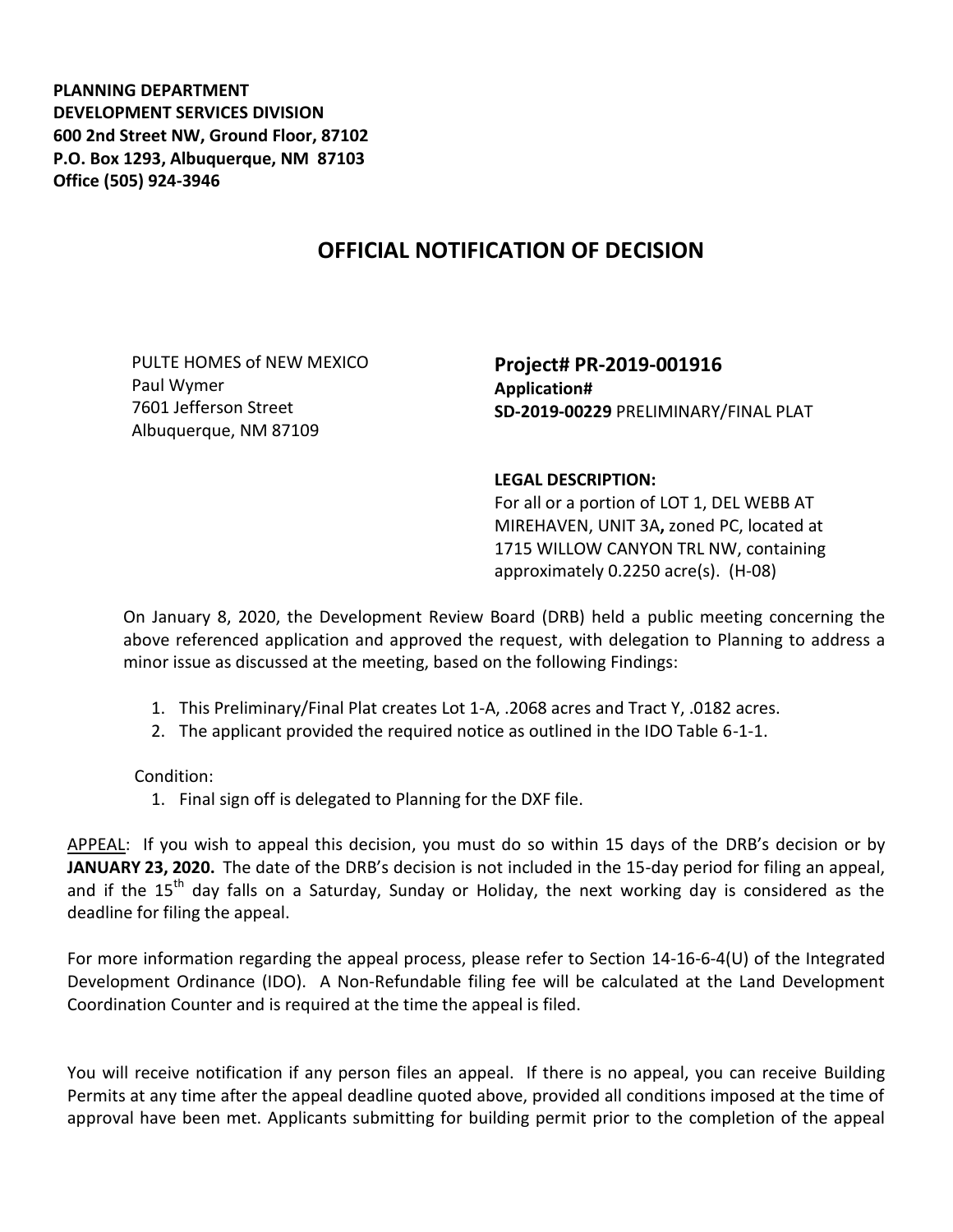**PLANNING DEPARTMENT**
**DEVELOPMENT SERVICES DIVISION**
**600 2nd Street NW, Ground Floor, 87102**
**P.O. Box 1293, Albuquerque, NM 87103**
**Office (505) 924-3946**

# OFFICIAL NOTIFICATION OF DECISION

PULTE HOMES of NEW MEXICO
Paul Wymer
7601 Jefferson Street
Albuquerque, NM 87109

**Project# PR-2019-001916**
**Application#**
**SD-2019-00229** PRELIMINARY/FINAL PLAT

**LEGAL DESCRIPTION:**
For all or a portion of LOT 1, DEL WEBB AT MIREHAVEN, UNIT 3A**,** zoned PC, located at 1715 WILLOW CANYON TRL NW, containing approximately 0.2250 acre(s). (H-08)

On January 8, 2020, the Development Review Board (DRB) held a public meeting concerning the above referenced application and approved the request, with delegation to Planning to address a minor issue as discussed at the meeting, based on the following Findings:

1. This Preliminary/Final Plat creates Lot 1-A, .2068 acres and Tract Y, .0182 acres.
2. The applicant provided the required notice as outlined in the IDO Table 6-1-1.

Condition:

1. Final sign off is delegated to Planning for the DXF file.

APPEAL: If you wish to appeal this decision, you must do so within 15 days of the DRB's decision or by **JANUARY 23, 2020.** The date of the DRB's decision is not included in the 15-day period for filing an appeal, and if the 15th day falls on a Saturday, Sunday or Holiday, the next working day is considered as the deadline for filing the appeal.

For more information regarding the appeal process, please refer to Section 14-16-6-4(U) of the Integrated Development Ordinance (IDO). A Non-Refundable filing fee will be calculated at the Land Development Coordination Counter and is required at the time the appeal is filed.

You will receive notification if any person files an appeal. If there is no appeal, you can receive Building Permits at any time after the appeal deadline quoted above, provided all conditions imposed at the time of approval have been met. Applicants submitting for building permit prior to the completion of the appeal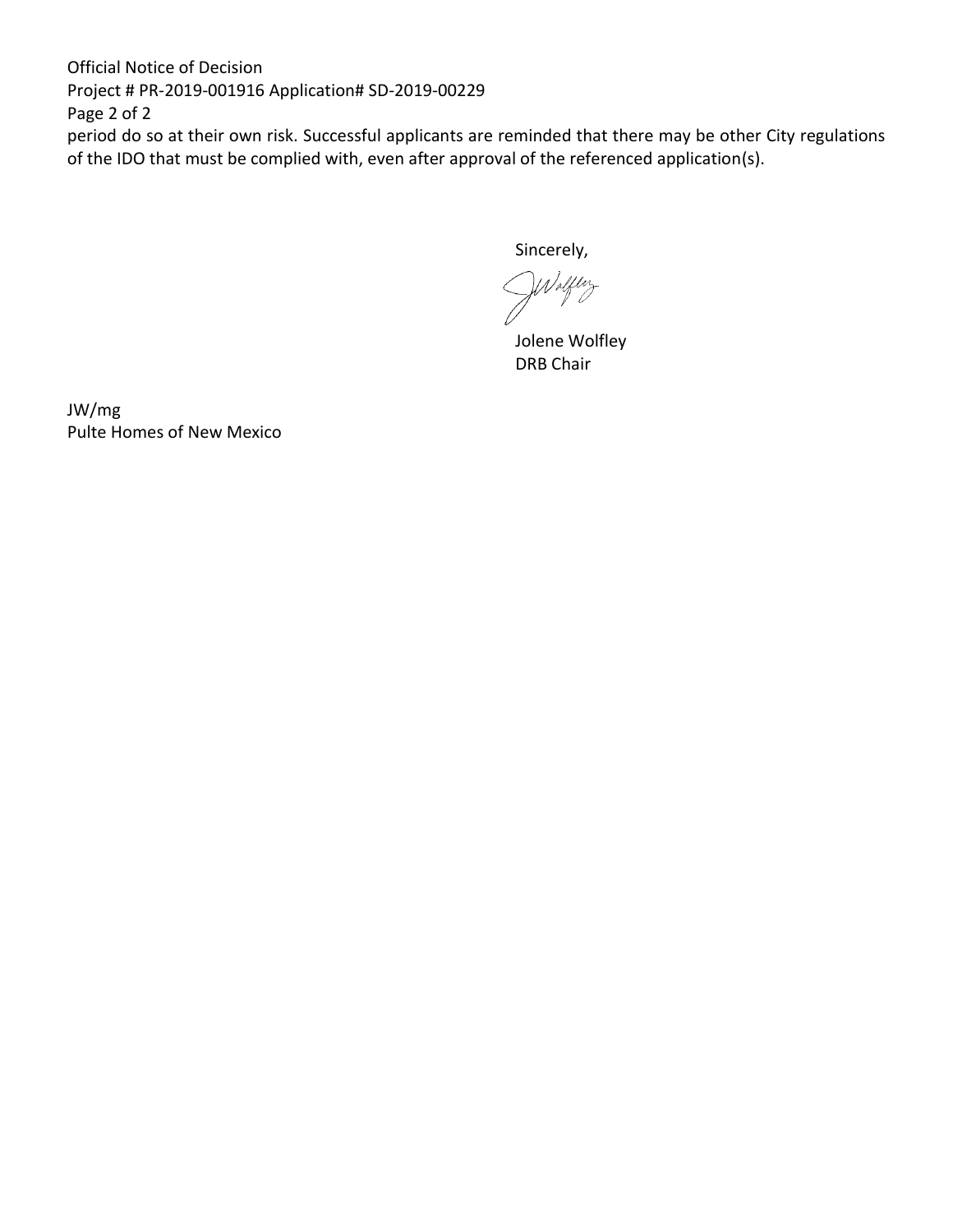period do so at their own risk. Successful applicants are reminded that there may be other City regulations of the IDO that must be complied with, even after approval of the referenced application(s).

Sincerely,

Jolene Wolfley
DRB Chair

JW/mg
Pulte Homes of New Mexico